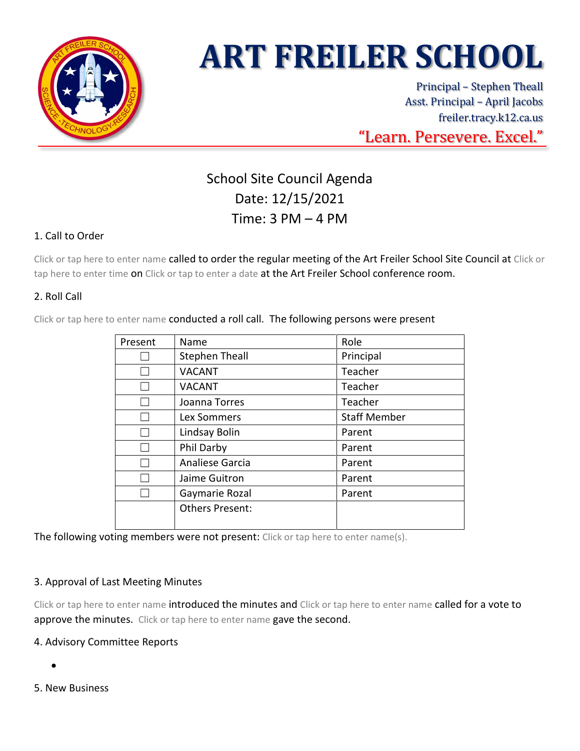# ART FREILER SCHOOL

Principal – Stephen Theall
Asst. Principal – April Jacobs
freiler.tracy.k12.ca.us

"Learn. Persevere. Excel."

## School Site Council Agenda
## Date: 12/15/2021
## Time: 3 PM – 4 PM

### 1. Call to Order

Click or tap here to enter name called to order the regular meeting of the Art Freiler School Site Council at Click or tap here to enter time on Click or tap to enter a date at the Art Freiler School conference room.

### 2. Roll Call

Click or tap here to enter name conducted a roll call. The following persons were present

| Present | Name | Role |
|---|---|---|
| ☐ | Stephen Theall | Principal |
| ☐ | VACANT | Teacher |
| ☐ | VACANT | Teacher |
| ☐ | Joanna Torres | Teacher |
| ☐ | Lex Sommers | Staff Member |
| ☐ | Lindsay Bolin | Parent |
| ☐ | Phil Darby | Parent |
| ☐ | Analiese Garcia | Parent |
| ☐ | Jaime Guitron | Parent |
| ☐ | Gaymarie Rozal | Parent |
| | Others Present: | |

The following voting members were not present: Click or tap here to enter name(s).

### 3. Approval of Last Meeting Minutes

Click or tap here to enter name introduced the minutes and Click or tap here to enter name called for a vote to approve the minutes. Click or tap here to enter name gave the second.

### 4. Advisory Committee Reports

- 

### 5. New Business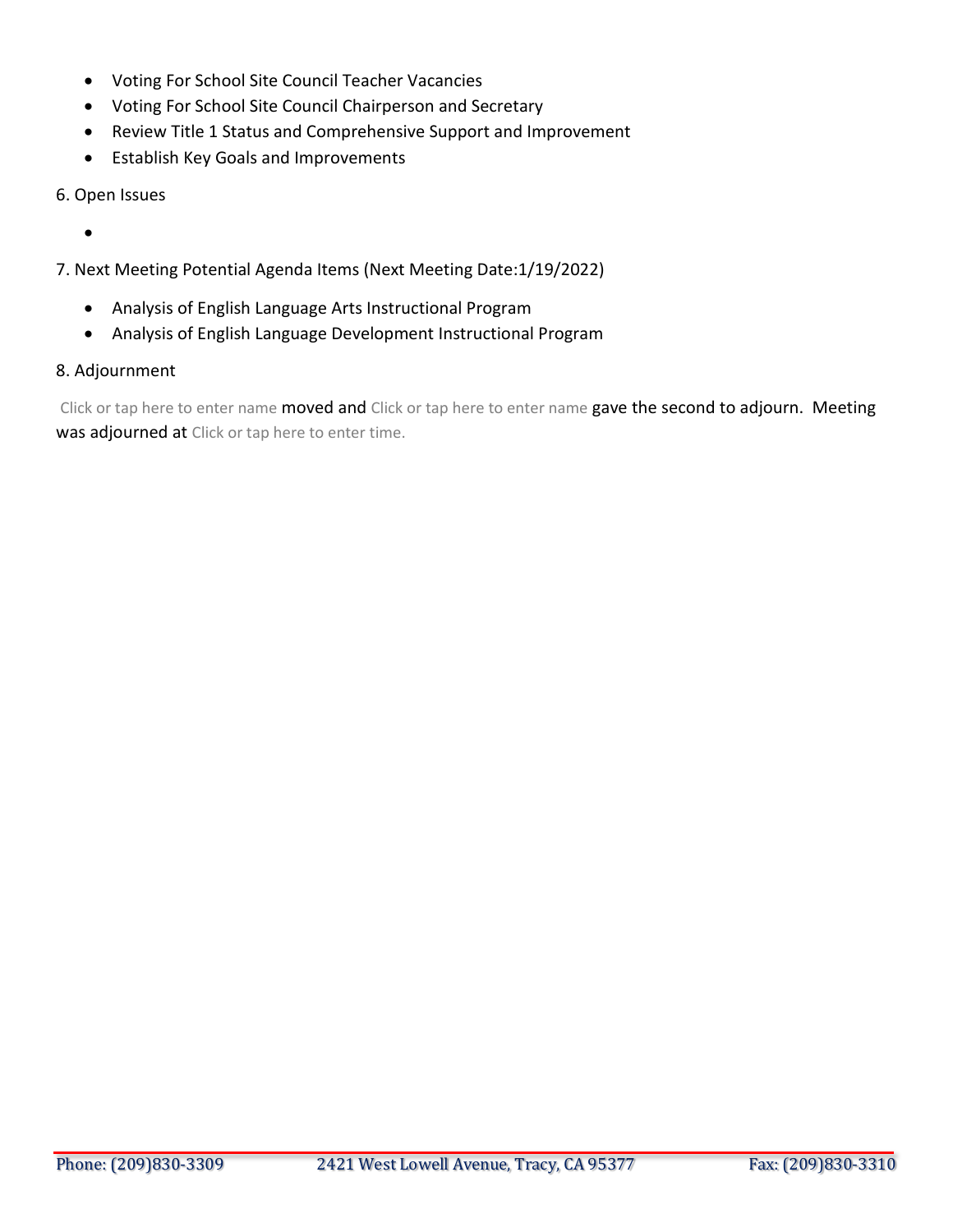- Voting For School Site Council Teacher Vacancies
- Voting For School Site Council Chairperson and Secretary
- Review Title 1 Status and Comprehensive Support and Improvement
- Establish Key Goals and Improvements

6. Open Issues

- 

7. Next Meeting Potential Agenda Items (Next Meeting Date:1/19/2022)

- Analysis of English Language Arts Instructional Program
- Analysis of English Language Development Instructional Program

8. Adjournment

Click or tap here to enter name moved and Click or tap here to enter name gave the second to adjourn. Meeting was adjourned at Click or tap here to enter time.